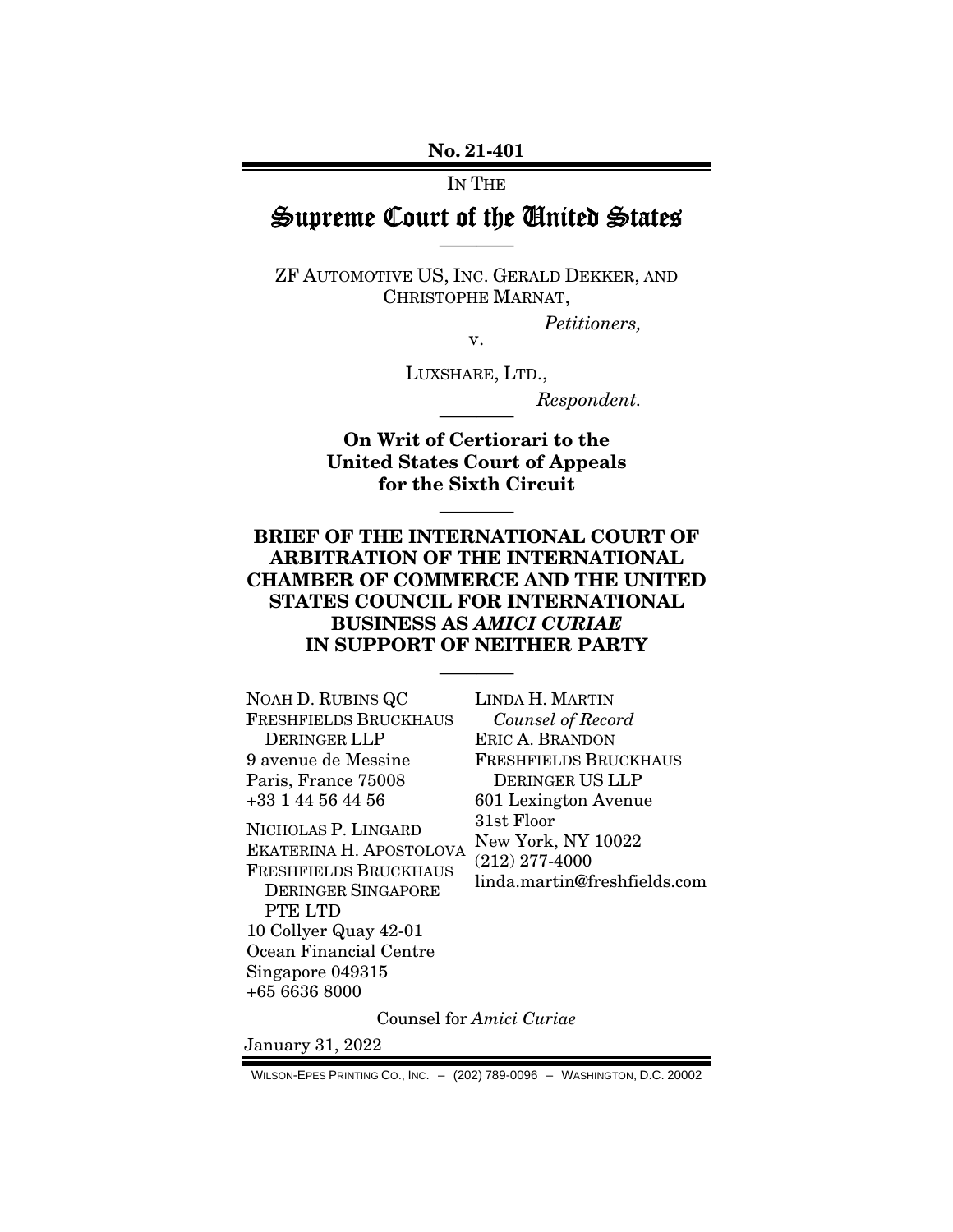**No. 21-401**

IN THE

# Supreme Court of the United States

————

ZF AUTOMOTIVE US, INC. GERALD DEKKER, AND CHRISTOPHE MARNAT,

*Petitioners,*

v.

LUXSHARE, LTD.,

*Respondent.*

————

**On Writ of Certiorari to the United States Court of Appeals for the Sixth Circuit**

————

**BRIEF OF THE INTERNATIONAL COURT OF ARBITRATION OF THE INTERNATIONAL CHAMBER OF COMMERCE AND THE UNITED STATES COUNCIL FOR INTERNATIONAL BUSINESS AS *AMICI CURIAE* IN SUPPORT OF NEITHER PARTY**

————

NOAH D. RUBINS QC
FRESHFIELDS BRUCKHAUS DERINGER LLP
9 avenue de Messine
Paris, France 75008
+33 1 44 56 44 56

NICHOLAS P. LINGARD
EKATERINA H. APOSTOLOVA
FRESHFIELDS BRUCKHAUS DERINGER SINGAPORE PTE LTD
10 Collyer Quay 42-01
Ocean Financial Centre
Singapore 049315
+65 6636 8000

LINDA H. MARTIN
*Counsel of Record*
ERIC A. BRANDON
FRESHFIELDS BRUCKHAUS DERINGER US LLP
601 Lexington Avenue
31st Floor
New York, NY 10022
(212) 277-4000
linda.martin@freshfields.com

Counsel for *Amici Curiae*

January 31, 2022

WILSON-EPES PRINTING CO., INC. – (202) 789-0096 – WASHINGTON, D.C. 20002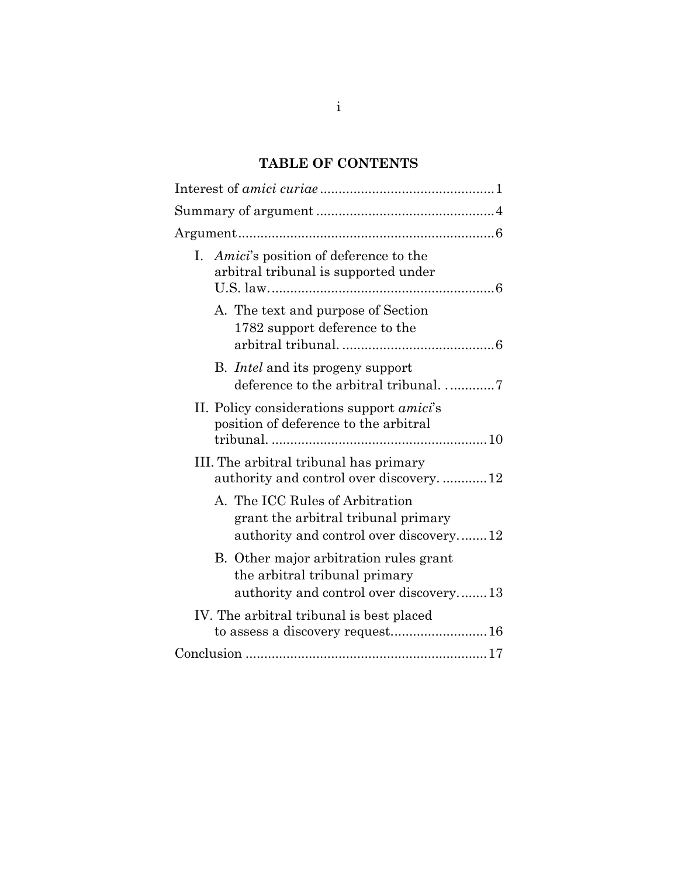## TABLE OF CONTENTS

Interest of *amici curiae* .............................................. 1

Summary of argument ................................................ 4

Argument ..................................................................... 6

I. *Amici*'s position of deference to the arbitral tribunal is supported under U.S. law. ........................................................... 6

A. The text and purpose of Section 1782 support deference to the arbitral tribunal. ......................................... 6

B. *Intel* and its progeny support deference to the arbitral tribunal. . ............ 7

II. Policy considerations support *amici*'s position of deference to the arbitral tribunal. ......................................................... 10

III. The arbitral tribunal has primary authority and control over discovery. ............ 12

A. The ICC Rules of Arbitration grant the arbitral tribunal primary authority and control over discovery. ....... 12

B. Other major arbitration rules grant the arbitral tribunal primary authority and control over discovery. ....... 13

IV. The arbitral tribunal is best placed to assess a discovery request ......................... 16

Conclusion ................................................................ 17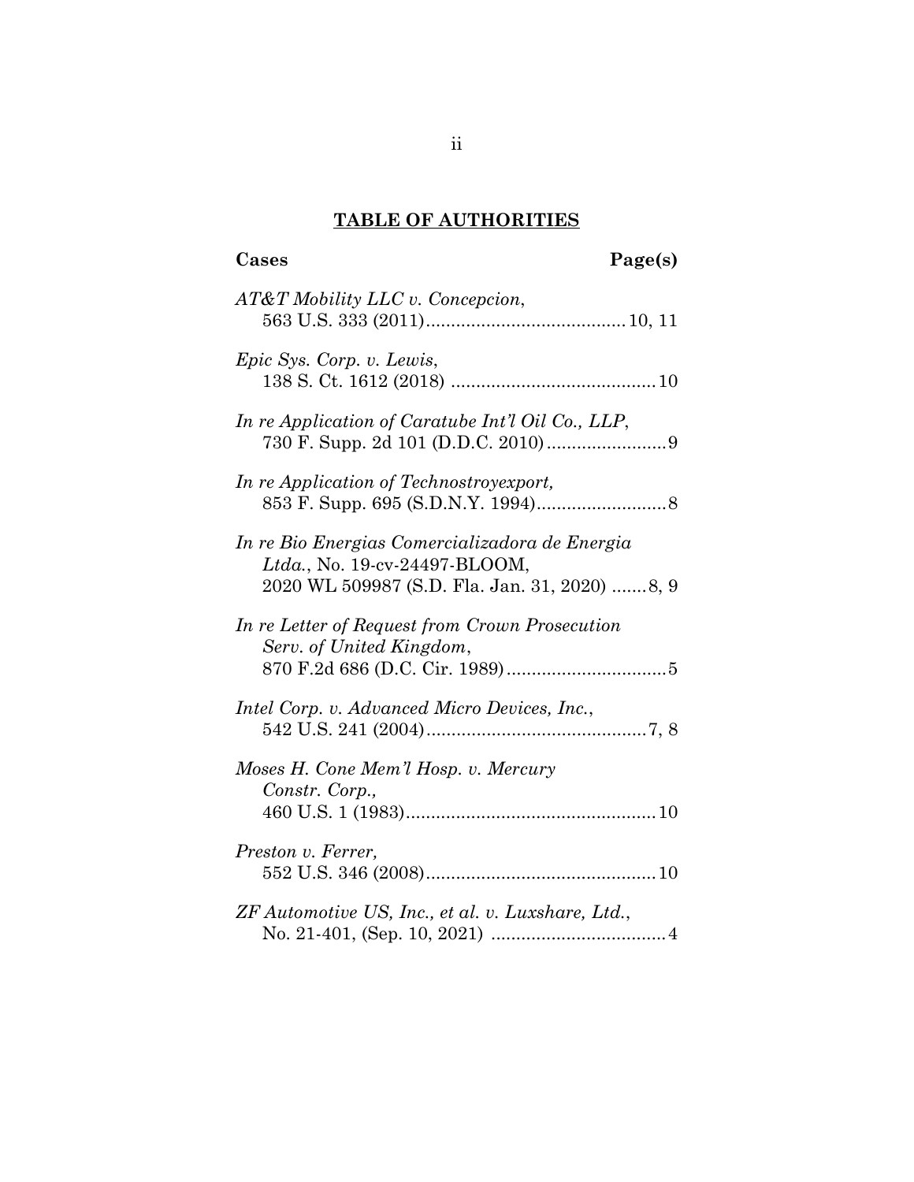## **TABLE OF AUTHORITIES**

**Cases** **Page(s)**

*AT&T Mobility LLC v. Concepcion*,
563 U.S. 333 (2011)........................................ 10, 11

*Epic Sys. Corp. v. Lewis*,
138 S. Ct. 1612 (2018) ......................................... 10

*In re Application of Caratube Int'l Oil Co., LLP*,
730 F. Supp. 2d 101 (D.D.C. 2010)........................ 9

*In re Application of Technostroyexport,*
853 F. Supp. 695 (S.D.N.Y. 1994).......................... 8

*In re Bio Energias Comercializadora de Energia Ltda.*, No. 19-cv-24497-BLOOM,
2020 WL 509987 (S.D. Fla. Jan. 31, 2020) ....... 8, 9

*In re Letter of Request from Crown Prosecution Serv. of United Kingdom*,
870 F.2d 686 (D.C. Cir. 1989)................................ 5

*Intel Corp. v. Advanced Micro Devices, Inc.*,
542 U.S. 241 (2004)............................................ 7, 8

*Moses H. Cone Mem'l Hosp. v. Mercury Constr. Corp.,*
460 U.S. 1 (1983).................................................. 10

*Preston v. Ferrer,*
552 U.S. 346 (2008).............................................. 10

*ZF Automotive US, Inc., et al. v. Luxshare, Ltd.*,
No. 21-401, (Sep. 10, 2021) ................................... 4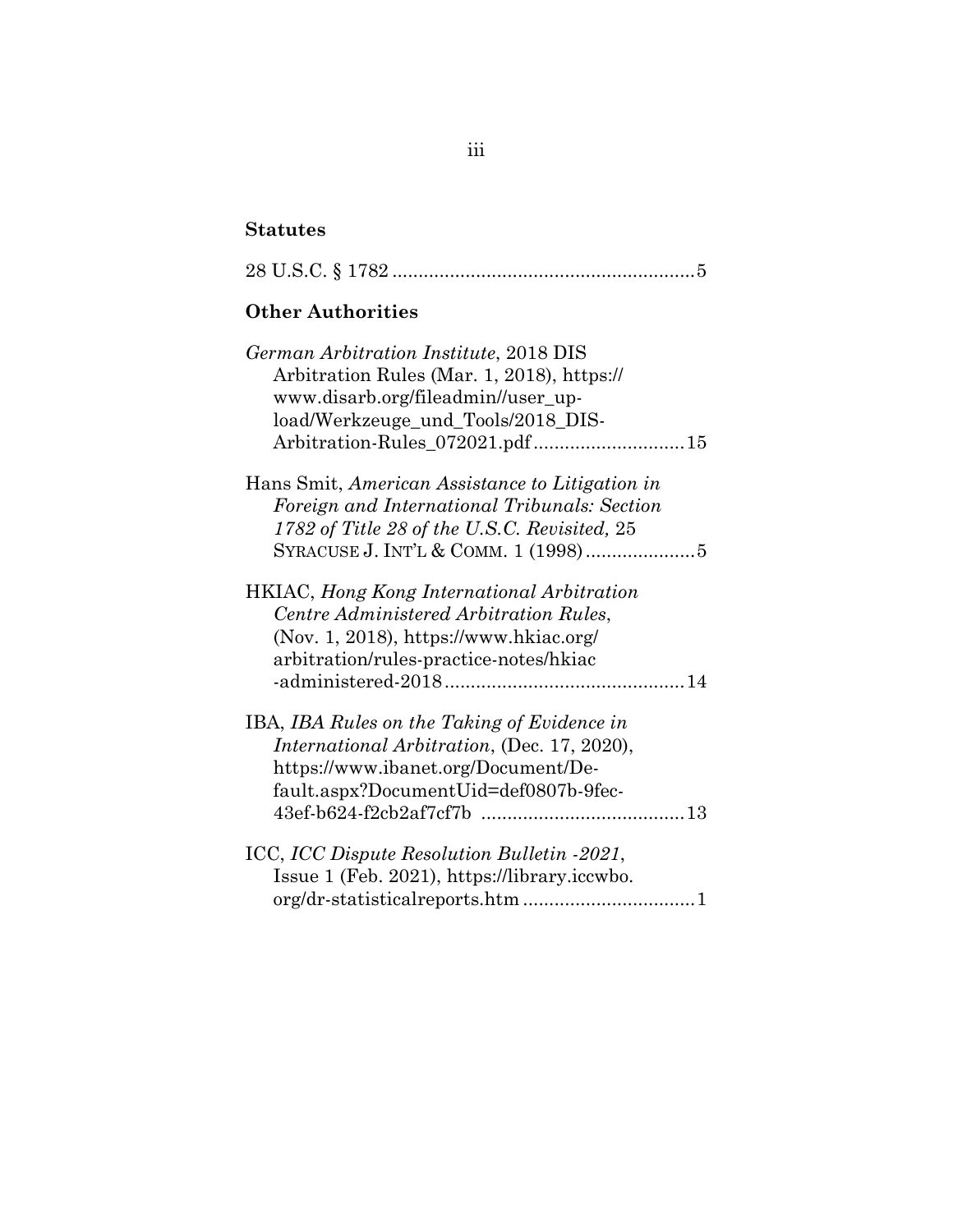**Statutes**

28 U.S.C. § 1782 .........................................................5

**Other Authorities**

*German Arbitration Institute*, 2018 DIS Arbitration Rules (Mar. 1, 2018), https://www.disarb.org/fileadmin//user_upload/Werkzeuge_und_Tools/2018_DIS-Arbitration-Rules_072021.pdf ............................15

Hans Smit, *American Assistance to Litigation in Foreign and International Tribunals: Section 1782 of Title 28 of the U.S.C. Revisited,* 25 SYRACUSE J. INT'L & COMM. 1 (1998) .....................5

HKIAC, *Hong Kong International Arbitration Centre Administered Arbitration Rules*, (Nov. 1, 2018), https://www.hkiac.org/arbitration/rules-practice-notes/hkiac-administered-2018 .............................................14

IBA, *IBA Rules on the Taking of Evidence in International Arbitration*, (Dec. 17, 2020), https://www.ibanet.org/Document/Default.aspx?DocumentUid=def0807b-9fec-43ef-b624-f2cb2af7cf7b .......................................13

ICC, *ICC Dispute Resolution Bulletin -2021*, Issue 1 (Feb. 2021), https://library.iccwbo.org/dr-statisticalreports.htm .................................1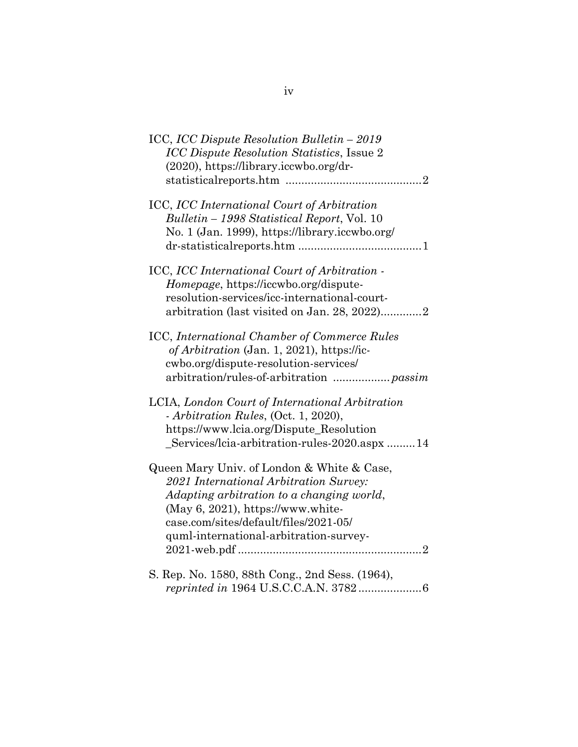ICC, *ICC Dispute Resolution Bulletin – 2019 ICC Dispute Resolution Statistics*, Issue 2 (2020), https://library.iccwbo.org/dr-statisticalreports.htm .......................................... 2

ICC, *ICC International Court of Arbitration Bulletin – 1998 Statistical Report*, Vol. 10 No. 1 (Jan. 1999), https://library.iccwbo.org/dr-statisticalreports.htm ...................................... 1

ICC, *ICC International Court of Arbitration - Homepage*, https://iccwbo.org/dispute-resolution-services/icc-international-court-arbitration (last visited on Jan. 28, 2022)............. 2

ICC, *International Chamber of Commerce Rules of Arbitration* (Jan. 1, 2021), https://iccwbo.org/dispute-resolution-services/arbitration/rules-of-arbitration .................. *passim*

LCIA, *London Court of International Arbitration - Arbitration Rules*, (Oct. 1, 2020), https://www.lcia.org/Dispute_Resolution_Services/lcia-arbitration-rules-2020.aspx ......... 14

Queen Mary Univ. of London & White & Case, *2021 International Arbitration Survey: Adapting arbitration to a changing world*, (May 6, 2021), https://www.whitecase.com/sites/default/files/2021-05/quml-international-arbitration-survey-2021-web.pdf ......................................................... 2

S. Rep. No. 1580, 88th Cong., 2nd Sess. (1964), *reprinted in* 1964 U.S.C.C.A.N. 3782 .................... 6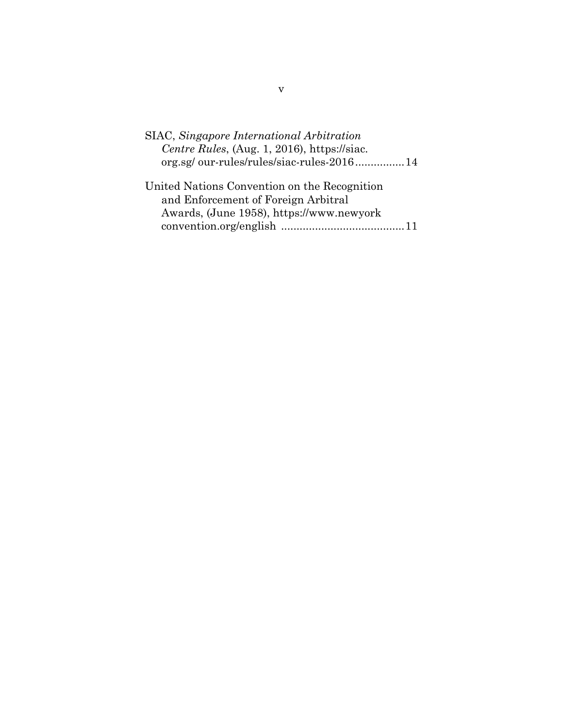SIAC, *Singapore International Arbitration Centre Rules*, (Aug. 1, 2016), https://siac.org.sg/ our-rules/rules/siac-rules-2016................14

United Nations Convention on the Recognition and Enforcement of Foreign Arbitral Awards, (June 1958), https://www.newyorkconvention.org/english ........................................11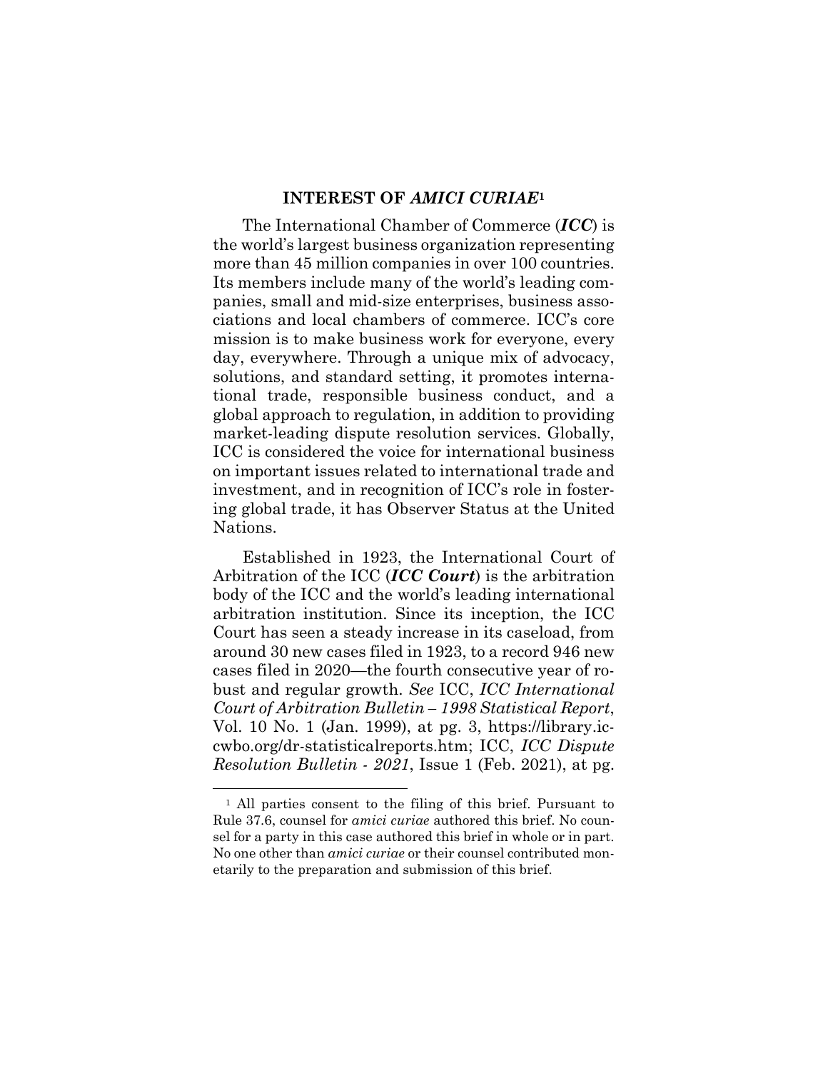## INTEREST OF *AMICI CURIAE*[1]

The International Chamber of Commerce (***ICC***) is the world's largest business organization representing more than 45 million companies in over 100 countries. Its members include many of the world's leading companies, small and mid-size enterprises, business associations and local chambers of commerce. ICC's core mission is to make business work for everyone, every day, everywhere. Through a unique mix of advocacy, solutions, and standard setting, it promotes international trade, responsible business conduct, and a global approach to regulation, in addition to providing market-leading dispute resolution services. Globally, ICC is considered the voice for international business on important issues related to international trade and investment, and in recognition of ICC's role in fostering global trade, it has Observer Status at the United Nations.

Established in 1923, the International Court of Arbitration of the ICC (***ICC Court***) is the arbitration body of the ICC and the world's leading international arbitration institution. Since its inception, the ICC Court has seen a steady increase in its caseload, from around 30 new cases filed in 1923, to a record 946 new cases filed in 2020—the fourth consecutive year of robust and regular growth. *See* ICC, *ICC International Court of Arbitration Bulletin – 1998 Statistical Report*, Vol. 10 No. 1 (Jan. 1999), at pg. 3, https://library.iccwbo.org/dr-statisticalreports.htm; ICC, *ICC Dispute Resolution Bulletin - 2021*, Issue 1 (Feb. 2021), at pg.

---

[1] All parties consent to the filing of this brief. Pursuant to Rule 37.6, counsel for *amici curiae* authored this brief. No counsel for a party in this case authored this brief in whole or in part. No one other than *amici curiae* or their counsel contributed monetarily to the preparation and submission of this brief.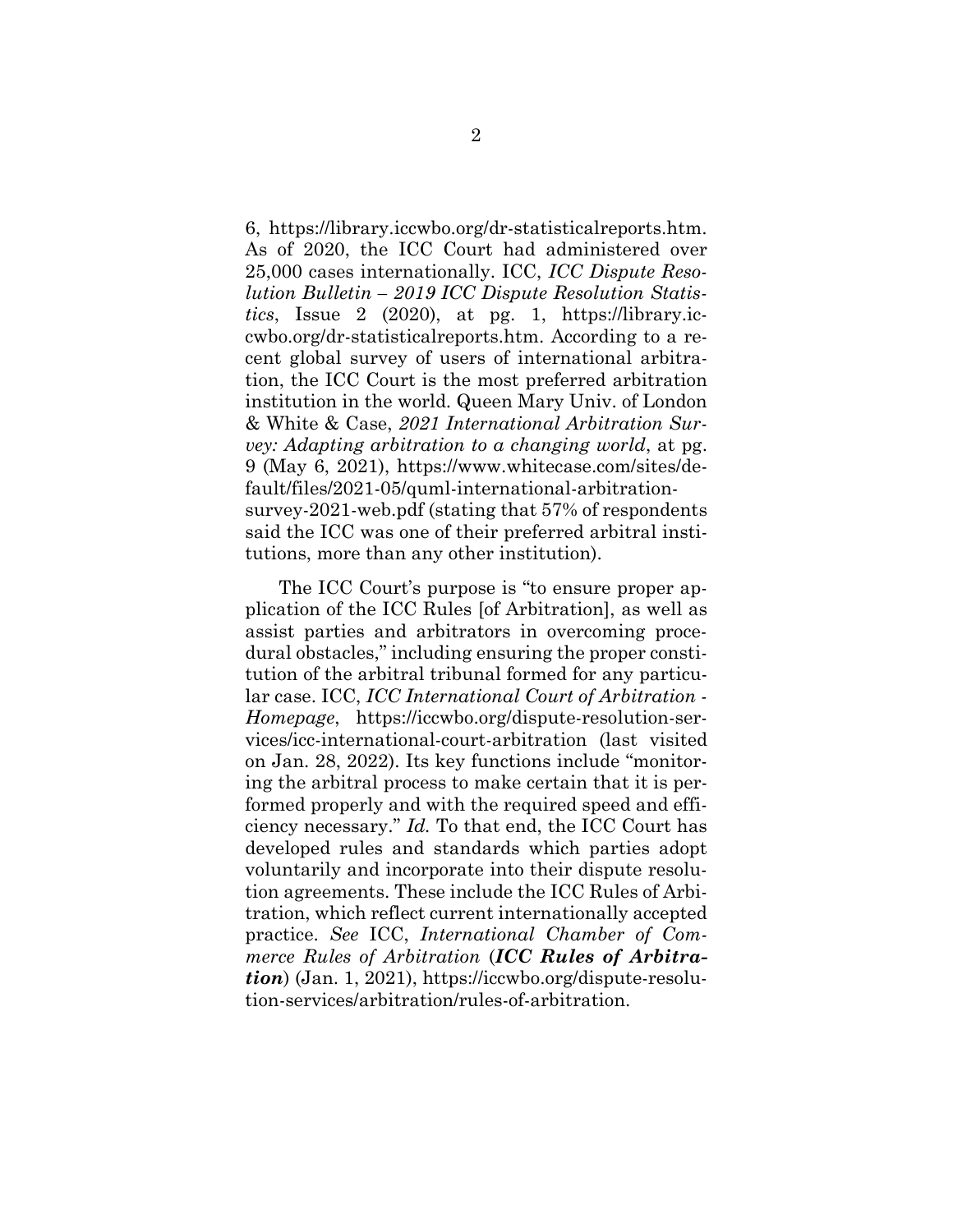6, https://library.iccwbo.org/dr-statisticalreports.htm. As of 2020, the ICC Court had administered over 25,000 cases internationally. ICC, *ICC Dispute Resolution Bulletin – 2019 ICC Dispute Resolution Statistics*, Issue 2 (2020), at pg. 1, https://library.iccwbo.org/dr-statisticalreports.htm. According to a recent global survey of users of international arbitration, the ICC Court is the most preferred arbitration institution in the world. Queen Mary Univ. of London & White & Case, *2021 International Arbitration Survey: Adapting arbitration to a changing world*, at pg. 9 (May 6, 2021), https://www.whitecase.com/sites/default/files/2021-05/quml-international-arbitration-survey-2021-web.pdf (stating that 57% of respondents said the ICC was one of their preferred arbitral institutions, more than any other institution).

The ICC Court's purpose is "to ensure proper application of the ICC Rules [of Arbitration], as well as assist parties and arbitrators in overcoming procedural obstacles," including ensuring the proper constitution of the arbitral tribunal formed for any particular case. ICC, *ICC International Court of Arbitration - Homepage*, https://iccwbo.org/dispute-resolution-services/icc-international-court-arbitration (last visited on Jan. 28, 2022). Its key functions include "monitoring the arbitral process to make certain that it is performed properly and with the required speed and efficiency necessary." *Id.* To that end, the ICC Court has developed rules and standards which parties adopt voluntarily and incorporate into their dispute resolution agreements. These include the ICC Rules of Arbitration, which reflect current internationally accepted practice. *See* ICC, *International Chamber of Commerce Rules of Arbitration* (***ICC Rules of Arbitration***) (Jan. 1, 2021), https://iccwbo.org/dispute-resolution-services/arbitration/rules-of-arbitration.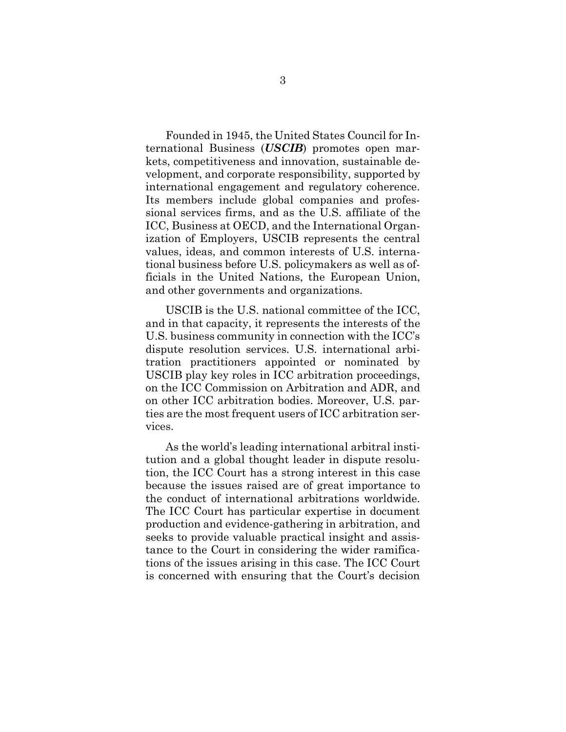Founded in 1945, the United States Council for International Business (***USCIB***) promotes open markets, competitiveness and innovation, sustainable development, and corporate responsibility, supported by international engagement and regulatory coherence. Its members include global companies and professional services firms, and as the U.S. affiliate of the ICC, Business at OECD, and the International Organization of Employers, USCIB represents the central values, ideas, and common interests of U.S. international business before U.S. policymakers as well as officials in the United Nations, the European Union, and other governments and organizations.

USCIB is the U.S. national committee of the ICC, and in that capacity, it represents the interests of the U.S. business community in connection with the ICC's dispute resolution services. U.S. international arbitration practitioners appointed or nominated by USCIB play key roles in ICC arbitration proceedings, on the ICC Commission on Arbitration and ADR, and on other ICC arbitration bodies. Moreover, U.S. parties are the most frequent users of ICC arbitration services.

As the world's leading international arbitral institution and a global thought leader in dispute resolution, the ICC Court has a strong interest in this case because the issues raised are of great importance to the conduct of international arbitrations worldwide. The ICC Court has particular expertise in document production and evidence-gathering in arbitration, and seeks to provide valuable practical insight and assistance to the Court in considering the wider ramifications of the issues arising in this case. The ICC Court is concerned with ensuring that the Court's decision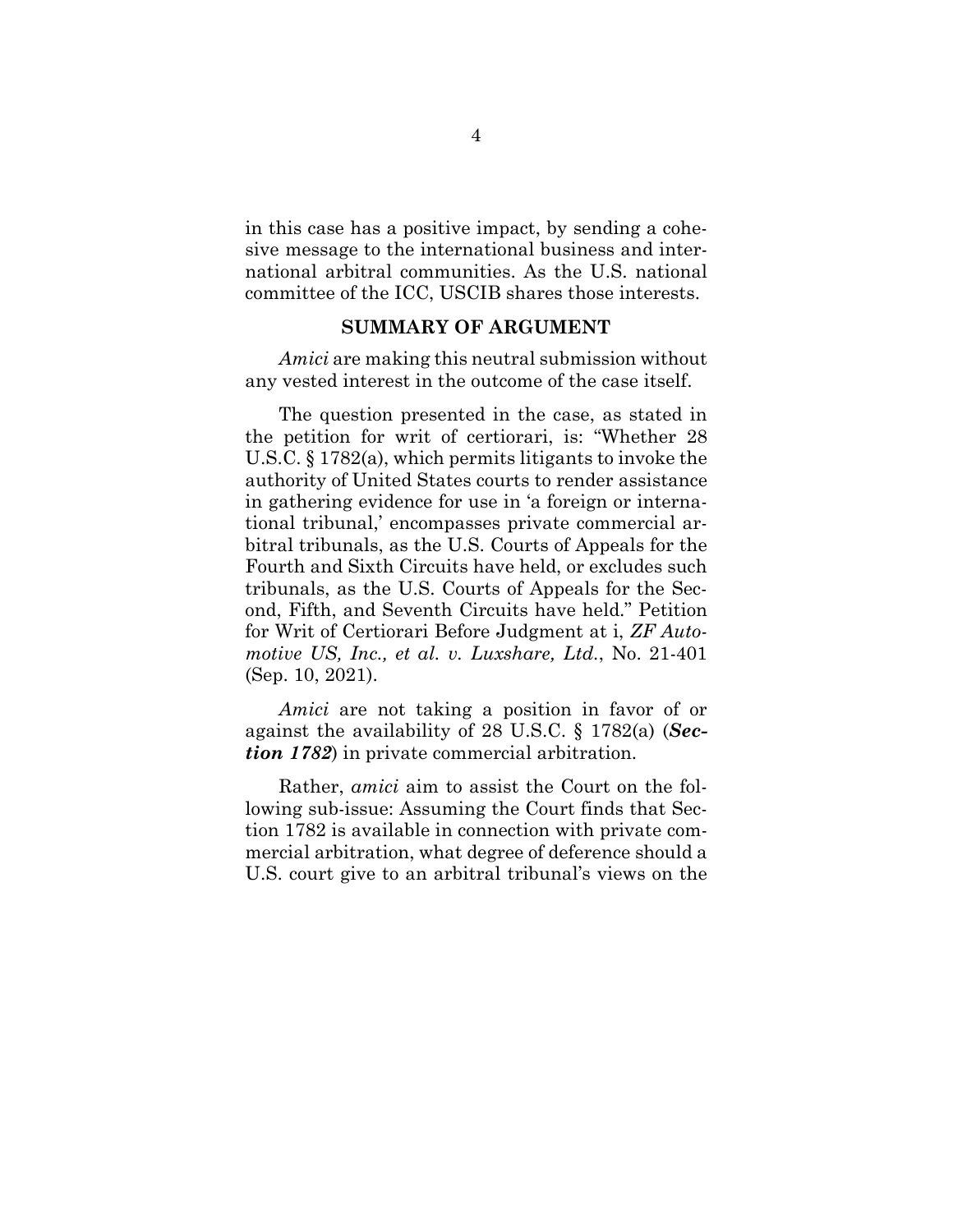in this case has a positive impact, by sending a cohesive message to the international business and international arbitral communities. As the U.S. national committee of the ICC, USCIB shares those interests.

## SUMMARY OF ARGUMENT

*Amici* are making this neutral submission without any vested interest in the outcome of the case itself.

The question presented in the case, as stated in the petition for writ of certiorari, is: "Whether 28 U.S.C. § 1782(a), which permits litigants to invoke the authority of United States courts to render assistance in gathering evidence for use in 'a foreign or international tribunal,' encompasses private commercial arbitral tribunals, as the U.S. Courts of Appeals for the Fourth and Sixth Circuits have held, or excludes such tribunals, as the U.S. Courts of Appeals for the Second, Fifth, and Seventh Circuits have held." Petition for Writ of Certiorari Before Judgment at i, *ZF Automotive US, Inc., et al. v. Luxshare, Ltd.*, No. 21-401 (Sep. 10, 2021).

*Amici* are not taking a position in favor of or against the availability of 28 U.S.C. § 1782(a) (***Section 1782***) in private commercial arbitration.

Rather, *amici* aim to assist the Court on the following sub-issue: Assuming the Court finds that Section 1782 is available in connection with private commercial arbitration, what degree of deference should a U.S. court give to an arbitral tribunal's views on the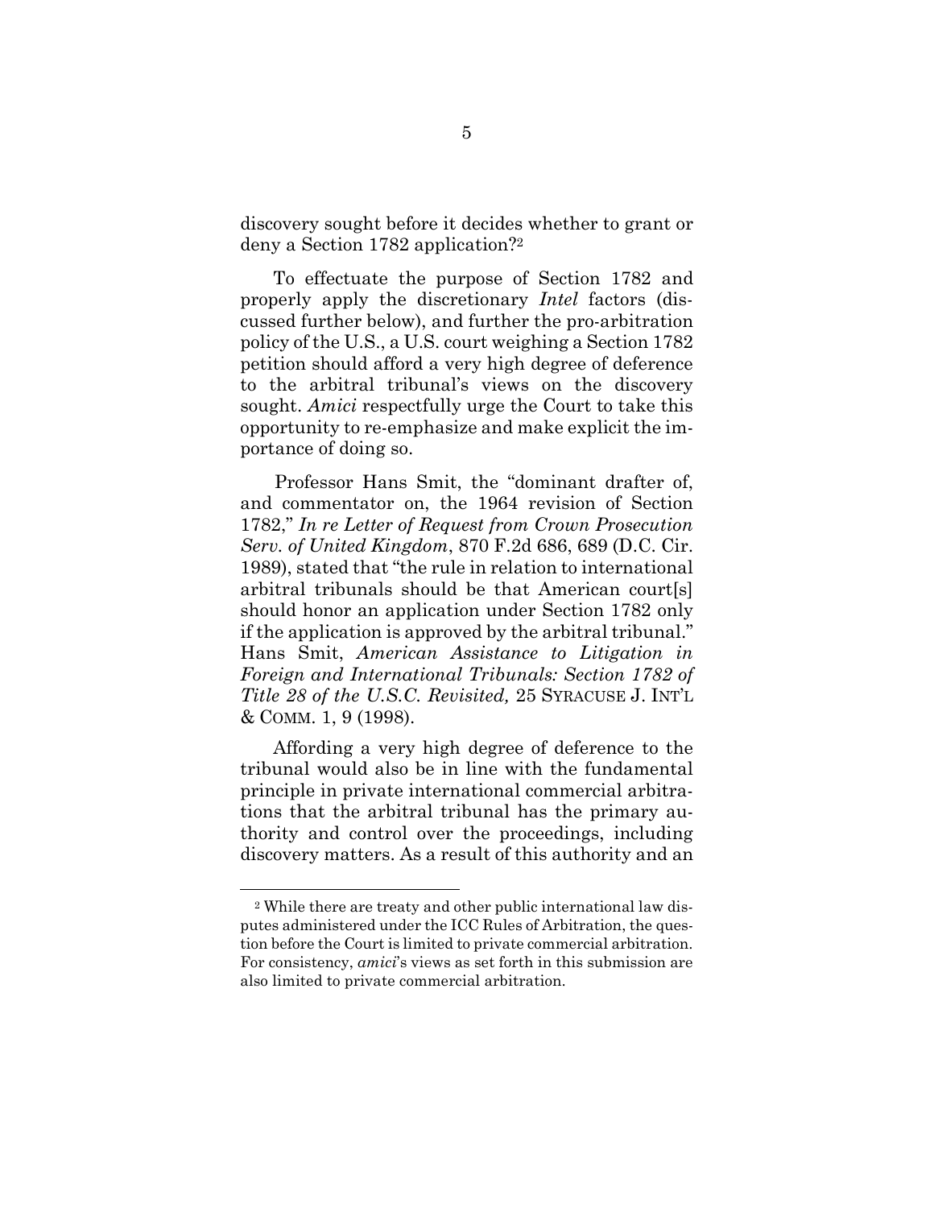discovery sought before it decides whether to grant or deny a Section 1782 application?[2]

To effectuate the purpose of Section 1782 and properly apply the discretionary *Intel* factors (discussed further below), and further the pro-arbitration policy of the U.S., a U.S. court weighing a Section 1782 petition should afford a very high degree of deference to the arbitral tribunal's views on the discovery sought. *Amici* respectfully urge the Court to take this opportunity to re-emphasize and make explicit the importance of doing so.

Professor Hans Smit, the "dominant drafter of, and commentator on, the 1964 revision of Section 1782," *In re Letter of Request from Crown Prosecution Serv. of United Kingdom*, 870 F.2d 686, 689 (D.C. Cir. 1989), stated that "the rule in relation to international arbitral tribunals should be that American court[s] should honor an application under Section 1782 only if the application is approved by the arbitral tribunal." Hans Smit, *American Assistance to Litigation in Foreign and International Tribunals: Section 1782 of Title 28 of the U.S.C. Revisited,* 25 SYRACUSE J. INT'L & COMM. 1, 9 (1998).

Affording a very high degree of deference to the tribunal would also be in line with the fundamental principle in private international commercial arbitrations that the arbitral tribunal has the primary authority and control over the proceedings, including discovery matters. As a result of this authority and an

[2] While there are treaty and other public international law disputes administered under the ICC Rules of Arbitration, the question before the Court is limited to private commercial arbitration. For consistency, *amici*'s views as set forth in this submission are also limited to private commercial arbitration.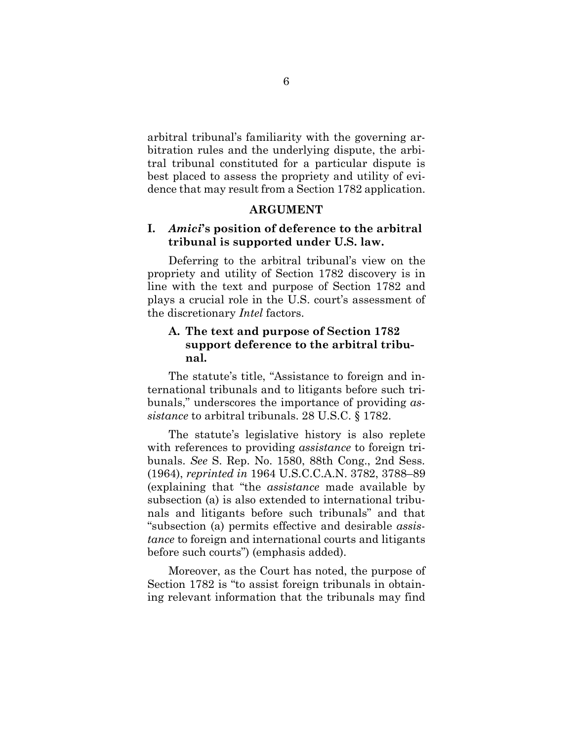arbitral tribunal's familiarity with the governing arbitration rules and the underlying dispute, the arbitral tribunal constituted for a particular dispute is best placed to assess the propriety and utility of evidence that may result from a Section 1782 application.

## ARGUMENT

### I. *Amici*'s position of deference to the arbitral tribunal is supported under U.S. law.

Deferring to the arbitral tribunal's view on the propriety and utility of Section 1782 discovery is in line with the text and purpose of Section 1782 and plays a crucial role in the U.S. court's assessment of the discretionary *Intel* factors.

#### A. The text and purpose of Section 1782 support deference to the arbitral tribunal.

The statute's title, "Assistance to foreign and international tribunals and to litigants before such tribunals," underscores the importance of providing *assistance* to arbitral tribunals. 28 U.S.C. § 1782.

The statute's legislative history is also replete with references to providing *assistance* to foreign tribunals. *See* S. Rep. No. 1580, 88th Cong., 2nd Sess. (1964), *reprinted in* 1964 U.S.C.C.A.N. 3782, 3788–89 (explaining that "the *assistance* made available by subsection (a) is also extended to international tribunals and litigants before such tribunals" and that "subsection (a) permits effective and desirable *assistance* to foreign and international courts and litigants before such courts") (emphasis added).

Moreover, as the Court has noted, the purpose of Section 1782 is "to assist foreign tribunals in obtaining relevant information that the tribunals may find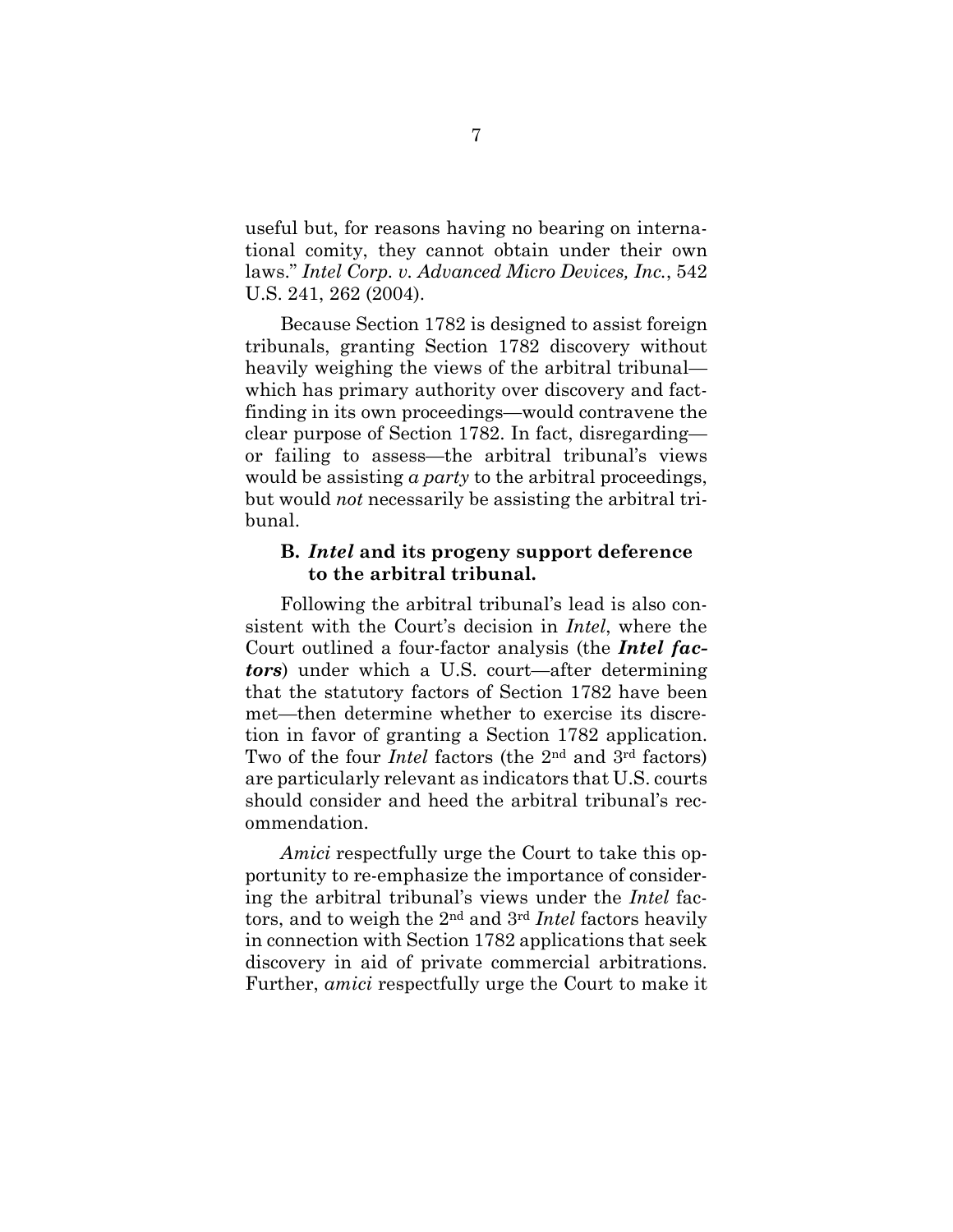useful but, for reasons having no bearing on international comity, they cannot obtain under their own laws." *Intel Corp. v. Advanced Micro Devices, Inc.*, 542 U.S. 241, 262 (2004).

Because Section 1782 is designed to assist foreign tribunals, granting Section 1782 discovery without heavily weighing the views of the arbitral tribunal—which has primary authority over discovery and fact-finding in its own proceedings—would contravene the clear purpose of Section 1782. In fact, disregarding—or failing to assess—the arbitral tribunal's views would be assisting *a party* to the arbitral proceedings, but would *not* necessarily be assisting the arbitral tribunal.

### B. *Intel* and its progeny support deference to the arbitral tribunal.

Following the arbitral tribunal's lead is also consistent with the Court's decision in *Intel*, where the Court outlined a four-factor analysis (the ***Intel factors***) under which a U.S. court—after determining that the statutory factors of Section 1782 have been met—then determine whether to exercise its discretion in favor of granting a Section 1782 application. Two of the four *Intel* factors (the 2nd and 3rd factors) are particularly relevant as indicators that U.S. courts should consider and heed the arbitral tribunal's recommendation.

*Amici* respectfully urge the Court to take this opportunity to re-emphasize the importance of considering the arbitral tribunal's views under the *Intel* factors, and to weigh the 2nd and 3rd *Intel* factors heavily in connection with Section 1782 applications that seek discovery in aid of private commercial arbitrations. Further, *amici* respectfully urge the Court to make it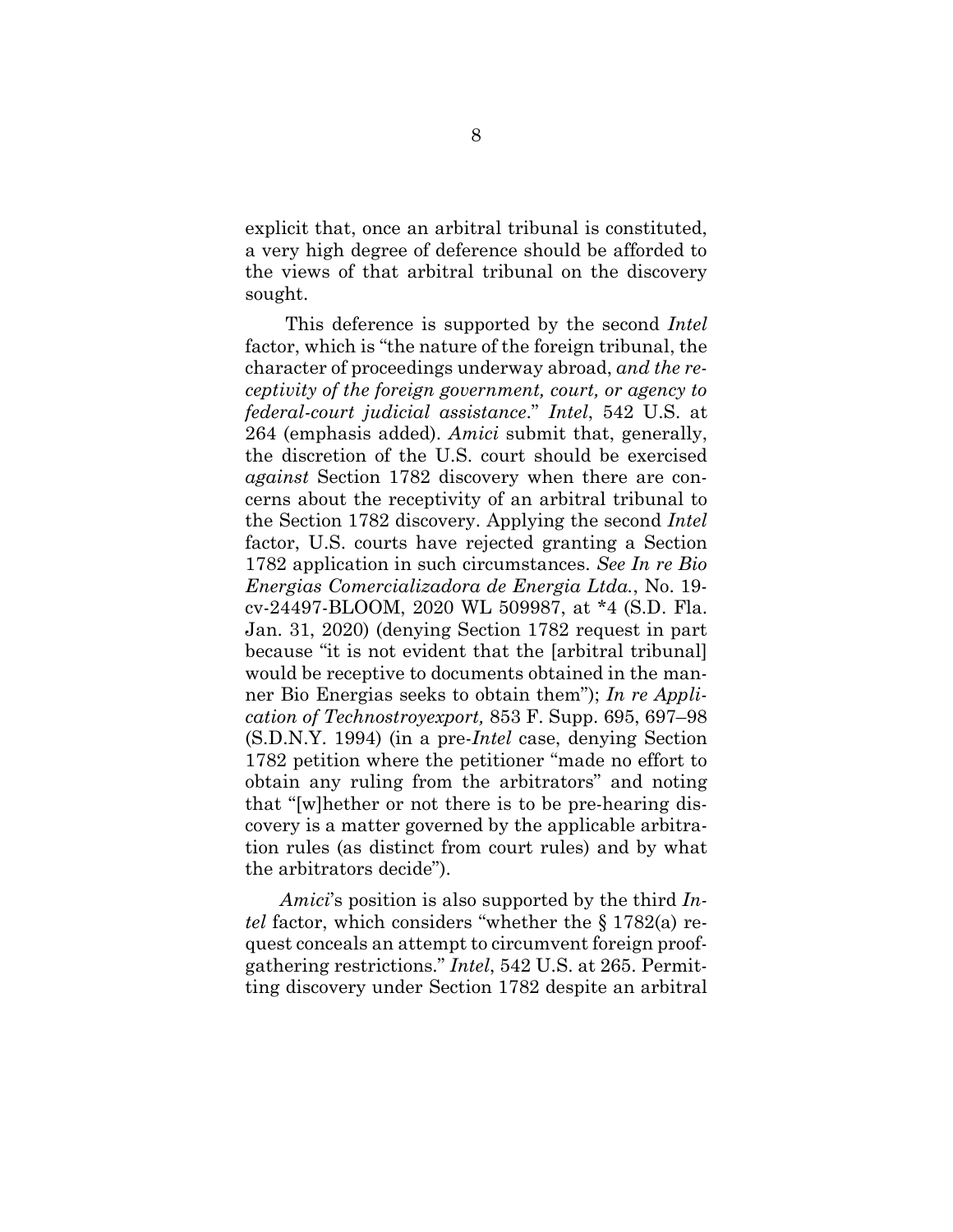explicit that, once an arbitral tribunal is constituted, a very high degree of deference should be afforded to the views of that arbitral tribunal on the discovery sought.

This deference is supported by the second *Intel* factor, which is "the nature of the foreign tribunal, the character of proceedings underway abroad, *and the receptivity of the foreign government, court, or agency to federal-court judicial assistance*." *Intel*, 542 U.S. at 264 (emphasis added). *Amici* submit that, generally, the discretion of the U.S. court should be exercised *against* Section 1782 discovery when there are concerns about the receptivity of an arbitral tribunal to the Section 1782 discovery. Applying the second *Intel* factor, U.S. courts have rejected granting a Section 1782 application in such circumstances. *See In re Bio Energias Comercializadora de Energia Ltda.*, No. 19-cv-24497-BLOOM, 2020 WL 509987, at *4 (S.D. Fla. Jan. 31, 2020) (denying Section 1782 request in part because "it is not evident that the [arbitral tribunal] would be receptive to documents obtained in the manner Bio Energias seeks to obtain them"); *In re Application of Technostroyexport,* 853 F. Supp. 695, 697–98 (S.D.N.Y. 1994) (in a pre-*Intel* case, denying Section 1782 petition where the petitioner "made no effort to obtain any ruling from the arbitrators" and noting that "[w]hether or not there is to be pre-hearing discovery is a matter governed by the applicable arbitration rules (as distinct from court rules) and by what the arbitrators decide").

*Amici*'s position is also supported by the third *Intel* factor, which considers "whether the § 1782(a) request conceals an attempt to circumvent foreign proof-gathering restrictions." *Intel*, 542 U.S. at 265. Permitting discovery under Section 1782 despite an arbitral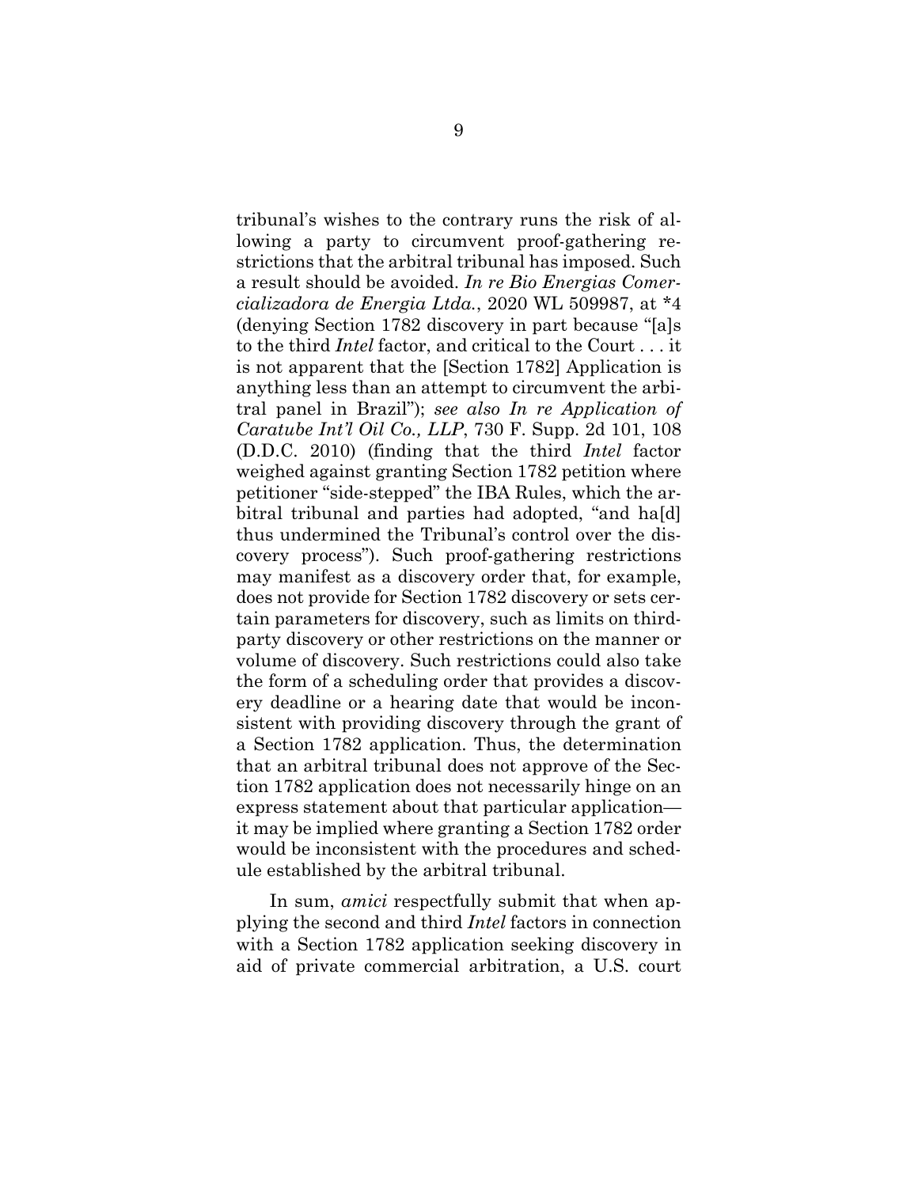tribunal's wishes to the contrary runs the risk of allowing a party to circumvent proof-gathering restrictions that the arbitral tribunal has imposed. Such a result should be avoided. *In re Bio Energias Comercializadora de Energia Ltda.*, 2020 WL 509987, at *4 (denying Section 1782 discovery in part because "[a]s to the third *Intel* factor, and critical to the Court . . . it is not apparent that the [Section 1782] Application is anything less than an attempt to circumvent the arbitral panel in Brazil"); *see also In re Application of Caratube Int'l Oil Co., LLP*, 730 F. Supp. 2d 101, 108 (D.D.C. 2010) (finding that the third *Intel* factor weighed against granting Section 1782 petition where petitioner "side-stepped" the IBA Rules, which the arbitral tribunal and parties had adopted, "and ha[d] thus undermined the Tribunal's control over the discovery process"). Such proof-gathering restrictions may manifest as a discovery order that, for example, does not provide for Section 1782 discovery or sets certain parameters for discovery, such as limits on third-party discovery or other restrictions on the manner or volume of discovery. Such restrictions could also take the form of a scheduling order that provides a discovery deadline or a hearing date that would be inconsistent with providing discovery through the grant of a Section 1782 application. Thus, the determination that an arbitral tribunal does not approve of the Section 1782 application does not necessarily hinge on an express statement about that particular application—it may be implied where granting a Section 1782 order would be inconsistent with the procedures and schedule established by the arbitral tribunal.

In sum, *amici* respectfully submit that when applying the second and third *Intel* factors in connection with a Section 1782 application seeking discovery in aid of private commercial arbitration, a U.S. court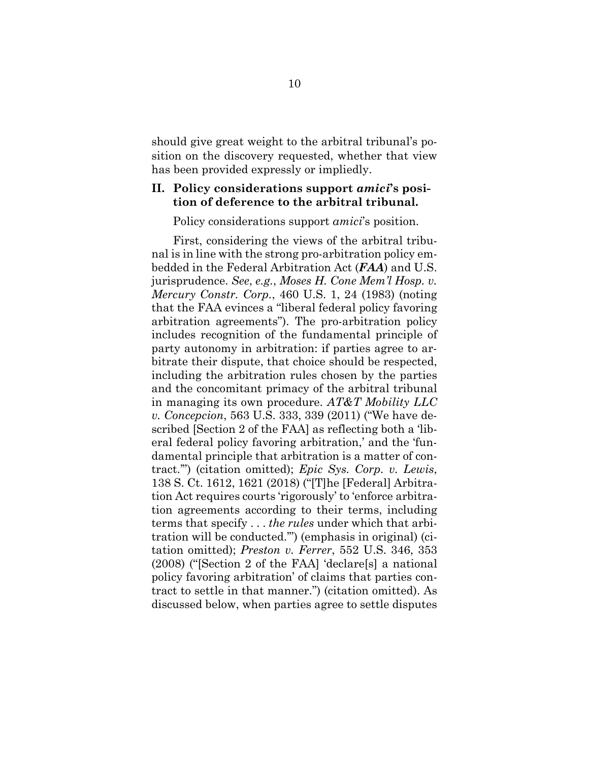should give great weight to the arbitral tribunal's position on the discovery requested, whether that view has been provided expressly or impliedly.

## II. Policy considerations support *amici*'s position of deference to the arbitral tribunal.

Policy considerations support *amici*'s position.

First, considering the views of the arbitral tribunal is in line with the strong pro-arbitration policy embedded in the Federal Arbitration Act (***FAA***) and U.S. jurisprudence. *See*, *e.g.*, *Moses H. Cone Mem'l Hosp. v. Mercury Constr. Corp.*, 460 U.S. 1, 24 (1983) (noting that the FAA evinces a "liberal federal policy favoring arbitration agreements"). The pro-arbitration policy includes recognition of the fundamental principle of party autonomy in arbitration: if parties agree to arbitrate their dispute, that choice should be respected, including the arbitration rules chosen by the parties and the concomitant primacy of the arbitral tribunal in managing its own procedure. *AT&T Mobility LLC v. Concepcion*, 563 U.S. 333, 339 (2011) ("We have described [Section 2 of the FAA] as reflecting both a 'liberal federal policy favoring arbitration,' and the 'fundamental principle that arbitration is a matter of contract.'") (citation omitted); *Epic Sys. Corp. v. Lewis*, 138 S. Ct. 1612, 1621 (2018) ("[T]he [Federal] Arbitration Act requires courts 'rigorously' to 'enforce arbitration agreements according to their terms, including terms that specify . . . *the rules* under which that arbitration will be conducted.'") (emphasis in original) (citation omitted); *Preston v. Ferrer*, 552 U.S. 346, 353 (2008) ("[Section 2 of the FAA] 'declare[s] a national policy favoring arbitration' of claims that parties contract to settle in that manner.") (citation omitted). As discussed below, when parties agree to settle disputes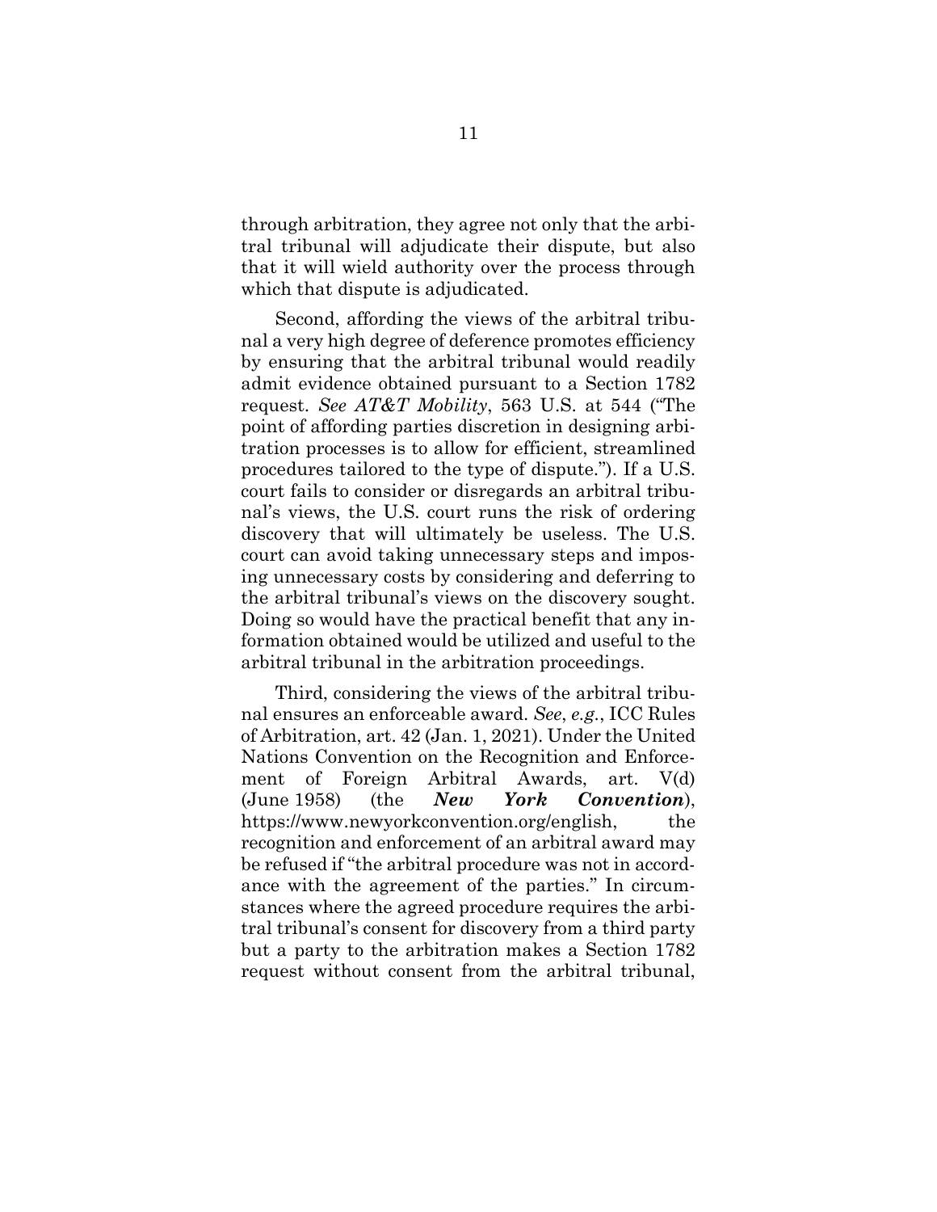through arbitration, they agree not only that the arbitral tribunal will adjudicate their dispute, but also that it will wield authority over the process through which that dispute is adjudicated.

Second, affording the views of the arbitral tribunal a very high degree of deference promotes efficiency by ensuring that the arbitral tribunal would readily admit evidence obtained pursuant to a Section 1782 request. *See AT&T Mobility*, 563 U.S. at 544 ("The point of affording parties discretion in designing arbitration processes is to allow for efficient, streamlined procedures tailored to the type of dispute."). If a U.S. court fails to consider or disregards an arbitral tribunal's views, the U.S. court runs the risk of ordering discovery that will ultimately be useless. The U.S. court can avoid taking unnecessary steps and imposing unnecessary costs by considering and deferring to the arbitral tribunal's views on the discovery sought. Doing so would have the practical benefit that any information obtained would be utilized and useful to the arbitral tribunal in the arbitration proceedings.

Third, considering the views of the arbitral tribunal ensures an enforceable award. *See*, *e.g.*, ICC Rules of Arbitration, art. 42 (Jan. 1, 2021). Under the United Nations Convention on the Recognition and Enforcement of Foreign Arbitral Awards, art. V(d) (June 1958) (the ***New York Convention***), https://www.newyorkconvention.org/english, the recognition and enforcement of an arbitral award may be refused if "the arbitral procedure was not in accordance with the agreement of the parties." In circumstances where the agreed procedure requires the arbitral tribunal's consent for discovery from a third party but a party to the arbitration makes a Section 1782 request without consent from the arbitral tribunal,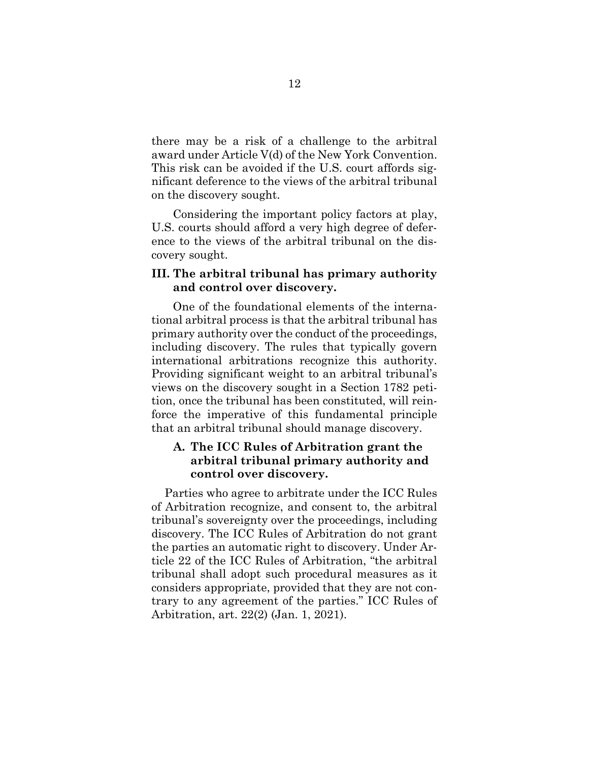there may be a risk of a challenge to the arbitral award under Article V(d) of the New York Convention. This risk can be avoided if the U.S. court affords significant deference to the views of the arbitral tribunal on the discovery sought.

Considering the important policy factors at play, U.S. courts should afford a very high degree of deference to the views of the arbitral tribunal on the discovery sought.

## III. The arbitral tribunal has primary authority and control over discovery.

One of the foundational elements of the international arbitral process is that the arbitral tribunal has primary authority over the conduct of the proceedings, including discovery. The rules that typically govern international arbitrations recognize this authority. Providing significant weight to an arbitral tribunal's views on the discovery sought in a Section 1782 petition, once the tribunal has been constituted, will reinforce the imperative of this fundamental principle that an arbitral tribunal should manage discovery.

### A. The ICC Rules of Arbitration grant the arbitral tribunal primary authority and control over discovery.

Parties who agree to arbitrate under the ICC Rules of Arbitration recognize, and consent to, the arbitral tribunal's sovereignty over the proceedings, including discovery. The ICC Rules of Arbitration do not grant the parties an automatic right to discovery. Under Article 22 of the ICC Rules of Arbitration, "the arbitral tribunal shall adopt such procedural measures as it considers appropriate, provided that they are not contrary to any agreement of the parties." ICC Rules of Arbitration, art. 22(2) (Jan. 1, 2021).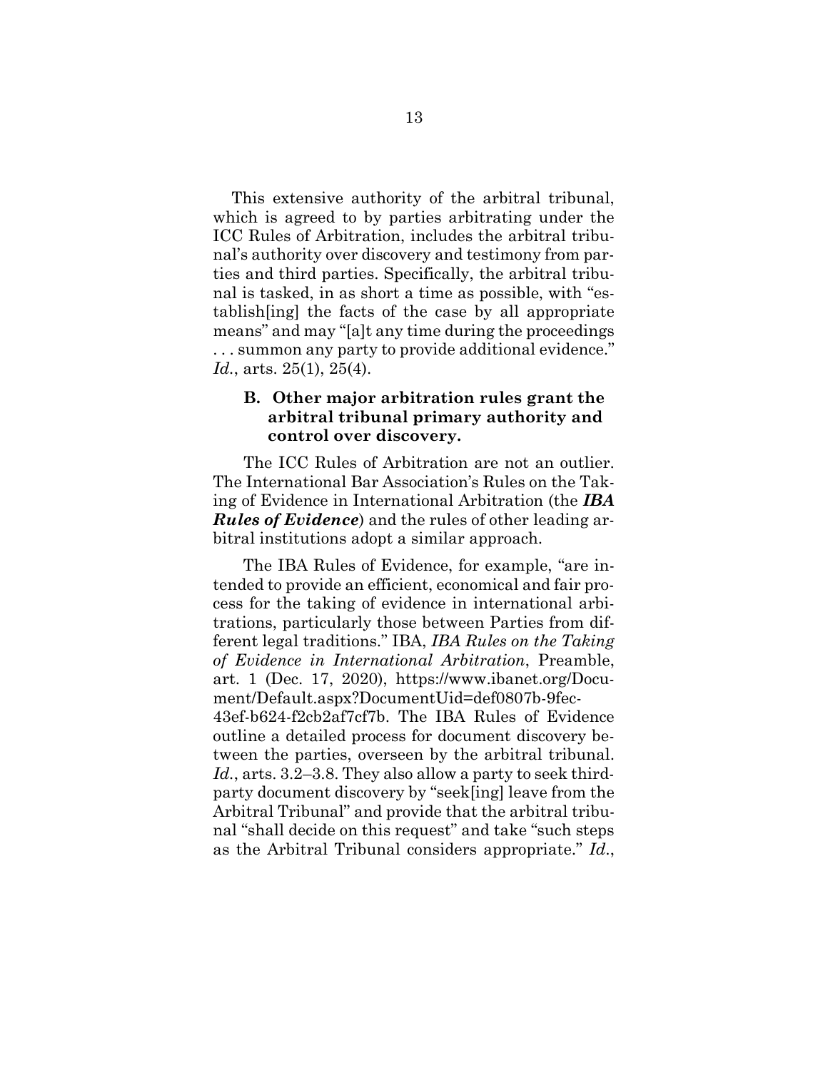This extensive authority of the arbitral tribunal, which is agreed to by parties arbitrating under the ICC Rules of Arbitration, includes the arbitral tribunal's authority over discovery and testimony from parties and third parties. Specifically, the arbitral tribunal is tasked, in as short a time as possible, with "establish[ing] the facts of the case by all appropriate means" and may "[a]t any time during the proceedings . . . summon any party to provide additional evidence." *Id.*, arts. 25(1), 25(4).

### B. Other major arbitration rules grant the arbitral tribunal primary authority and control over discovery.

The ICC Rules of Arbitration are not an outlier. The International Bar Association's Rules on the Taking of Evidence in International Arbitration (the ***IBA Rules of Evidence***) and the rules of other leading arbitral institutions adopt a similar approach.

The IBA Rules of Evidence, for example, "are intended to provide an efficient, economical and fair process for the taking of evidence in international arbitrations, particularly those between Parties from different legal traditions." IBA, *IBA Rules on the Taking of Evidence in International Arbitration*, Preamble, art. 1 (Dec. 17, 2020), https://www.ibanet.org/Document/Default.aspx?DocumentUid=def0807b-9fec-43ef-b624-f2cb2af7cf7b. The IBA Rules of Evidence outline a detailed process for document discovery between the parties, overseen by the arbitral tribunal. *Id.*, arts. 3.2–3.8. They also allow a party to seek third-party document discovery by "seek[ing] leave from the Arbitral Tribunal" and provide that the arbitral tribunal "shall decide on this request" and take "such steps as the Arbitral Tribunal considers appropriate." *Id.*,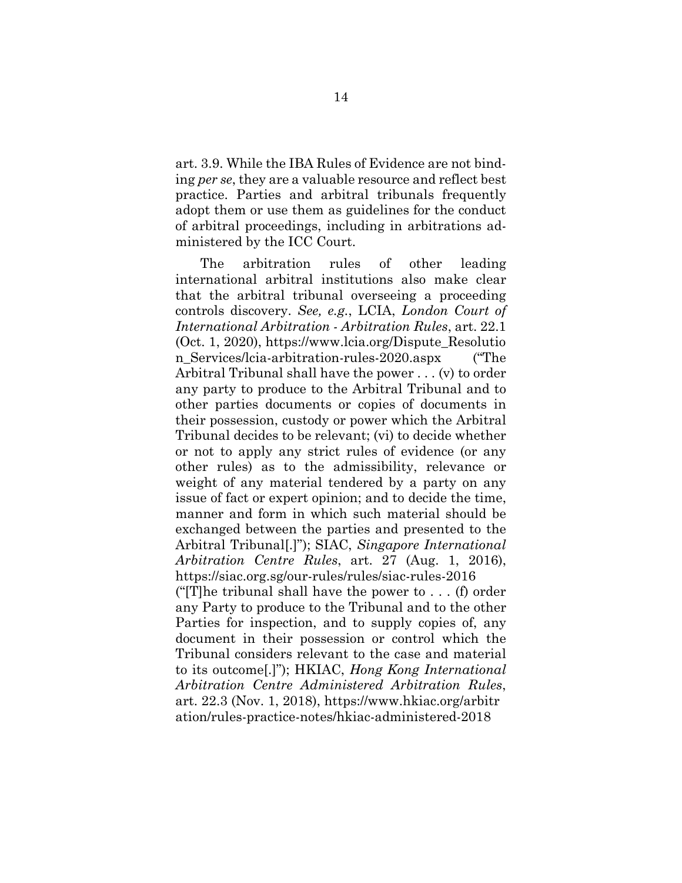art. 3.9. While the IBA Rules of Evidence are not binding *per se*, they are a valuable resource and reflect best practice. Parties and arbitral tribunals frequently adopt them or use them as guidelines for the conduct of arbitral proceedings, including in arbitrations administered by the ICC Court.

The arbitration rules of other leading international arbitral institutions also make clear that the arbitral tribunal overseeing a proceeding controls discovery. *See, e.g.*, LCIA, *London Court of International Arbitration - Arbitration Rules*, art. 22.1 (Oct. 1, 2020), https://www.lcia.org/Dispute_Resolution_Services/lcia-arbitration-rules-2020.aspx ("The Arbitral Tribunal shall have the power . . . (v) to order any party to produce to the Arbitral Tribunal and to other parties documents or copies of documents in their possession, custody or power which the Arbitral Tribunal decides to be relevant; (vi) to decide whether or not to apply any strict rules of evidence (or any other rules) as to the admissibility, relevance or weight of any material tendered by a party on any issue of fact or expert opinion; and to decide the time, manner and form in which such material should be exchanged between the parties and presented to the Arbitral Tribunal[.]"); SIAC, *Singapore International Arbitration Centre Rules*, art. 27 (Aug. 1, 2016), https://siac.org.sg/our-rules/rules/siac-rules-2016 ("[T]he tribunal shall have the power to . . . (f) order any Party to produce to the Tribunal and to the other Parties for inspection, and to supply copies of, any document in their possession or control which the Tribunal considers relevant to the case and material to its outcome[.]"); HKIAC, *Hong Kong International Arbitration Centre Administered Arbitration Rules*, art. 22.3 (Nov. 1, 2018), https://www.hkiac.org/arbitration/rules-practice-notes/hkiac-administered-2018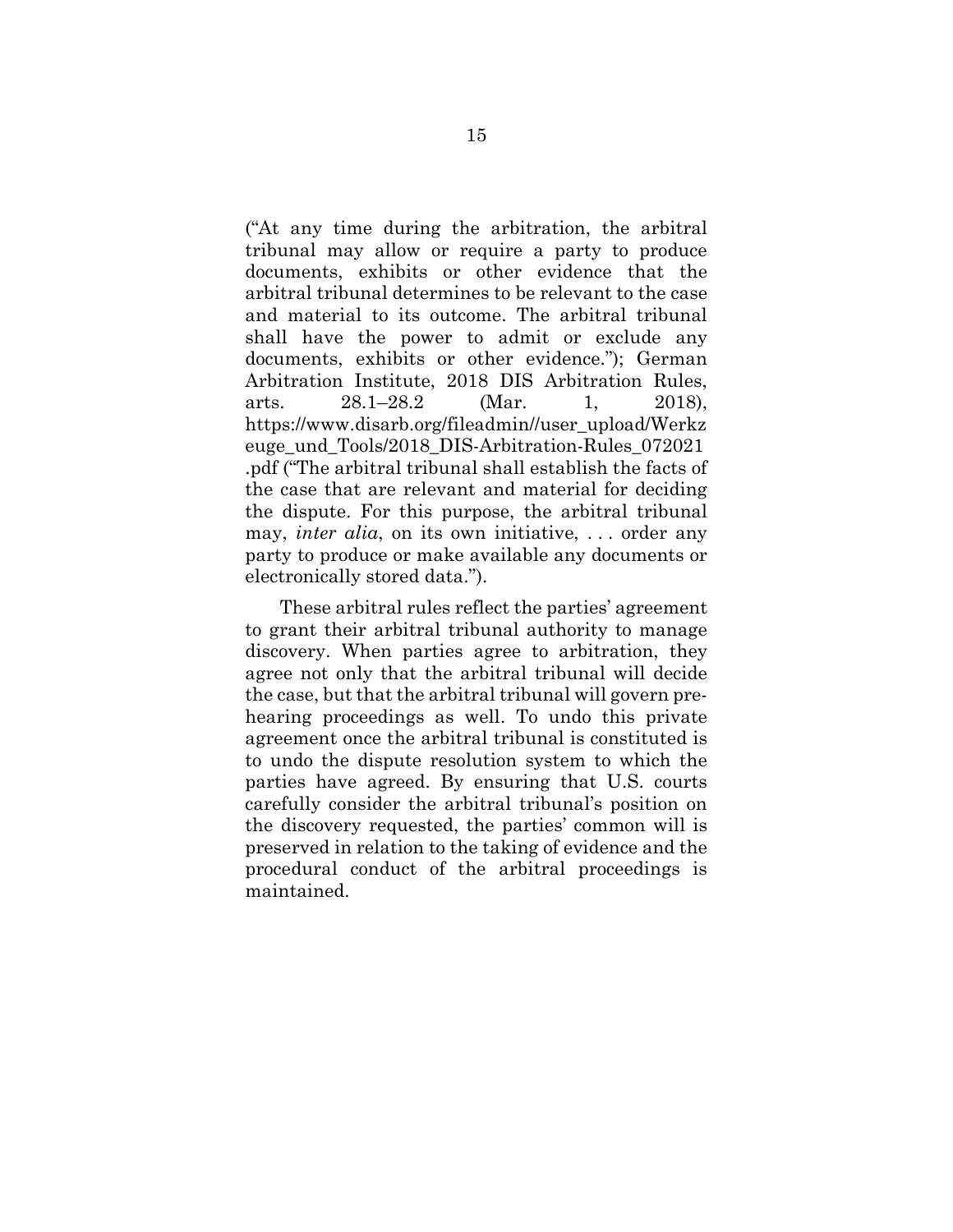("At any time during the arbitration, the arbitral tribunal may allow or require a party to produce documents, exhibits or other evidence that the arbitral tribunal determines to be relevant to the case and material to its outcome. The arbitral tribunal shall have the power to admit or exclude any documents, exhibits or other evidence."); German Arbitration Institute, 2018 DIS Arbitration Rules, arts. 28.1–28.2 (Mar. 1, 2018), https://www.disarb.org/fileadmin//user_upload/Werkzeuge_und_Tools/2018_DIS-Arbitration-Rules_072021.pdf ("The arbitral tribunal shall establish the facts of the case that are relevant and material for deciding the dispute. For this purpose, the arbitral tribunal may, *inter alia*, on its own initiative, . . . order any party to produce or make available any documents or electronically stored data.").

These arbitral rules reflect the parties' agreement to grant their arbitral tribunal authority to manage discovery. When parties agree to arbitration, they agree not only that the arbitral tribunal will decide the case, but that the arbitral tribunal will govern pre-hearing proceedings as well. To undo this private agreement once the arbitral tribunal is constituted is to undo the dispute resolution system to which the parties have agreed. By ensuring that U.S. courts carefully consider the arbitral tribunal's position on the discovery requested, the parties' common will is preserved in relation to the taking of evidence and the procedural conduct of the arbitral proceedings is maintained.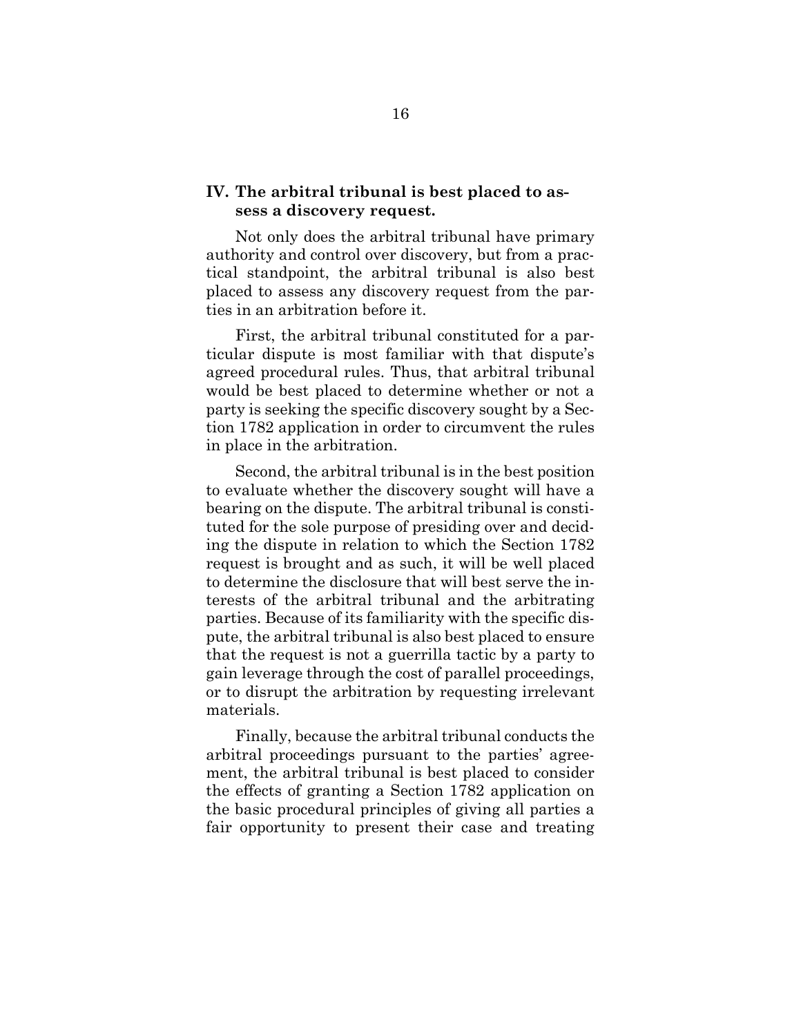## IV. The arbitral tribunal is best placed to assess a discovery request.

Not only does the arbitral tribunal have primary authority and control over discovery, but from a practical standpoint, the arbitral tribunal is also best placed to assess any discovery request from the parties in an arbitration before it.

First, the arbitral tribunal constituted for a particular dispute is most familiar with that dispute's agreed procedural rules. Thus, that arbitral tribunal would be best placed to determine whether or not a party is seeking the specific discovery sought by a Section 1782 application in order to circumvent the rules in place in the arbitration.

Second, the arbitral tribunal is in the best position to evaluate whether the discovery sought will have a bearing on the dispute. The arbitral tribunal is constituted for the sole purpose of presiding over and deciding the dispute in relation to which the Section 1782 request is brought and as such, it will be well placed to determine the disclosure that will best serve the interests of the arbitral tribunal and the arbitrating parties. Because of its familiarity with the specific dispute, the arbitral tribunal is also best placed to ensure that the request is not a guerrilla tactic by a party to gain leverage through the cost of parallel proceedings, or to disrupt the arbitration by requesting irrelevant materials.

Finally, because the arbitral tribunal conducts the arbitral proceedings pursuant to the parties' agreement, the arbitral tribunal is best placed to consider the effects of granting a Section 1782 application on the basic procedural principles of giving all parties a fair opportunity to present their case and treating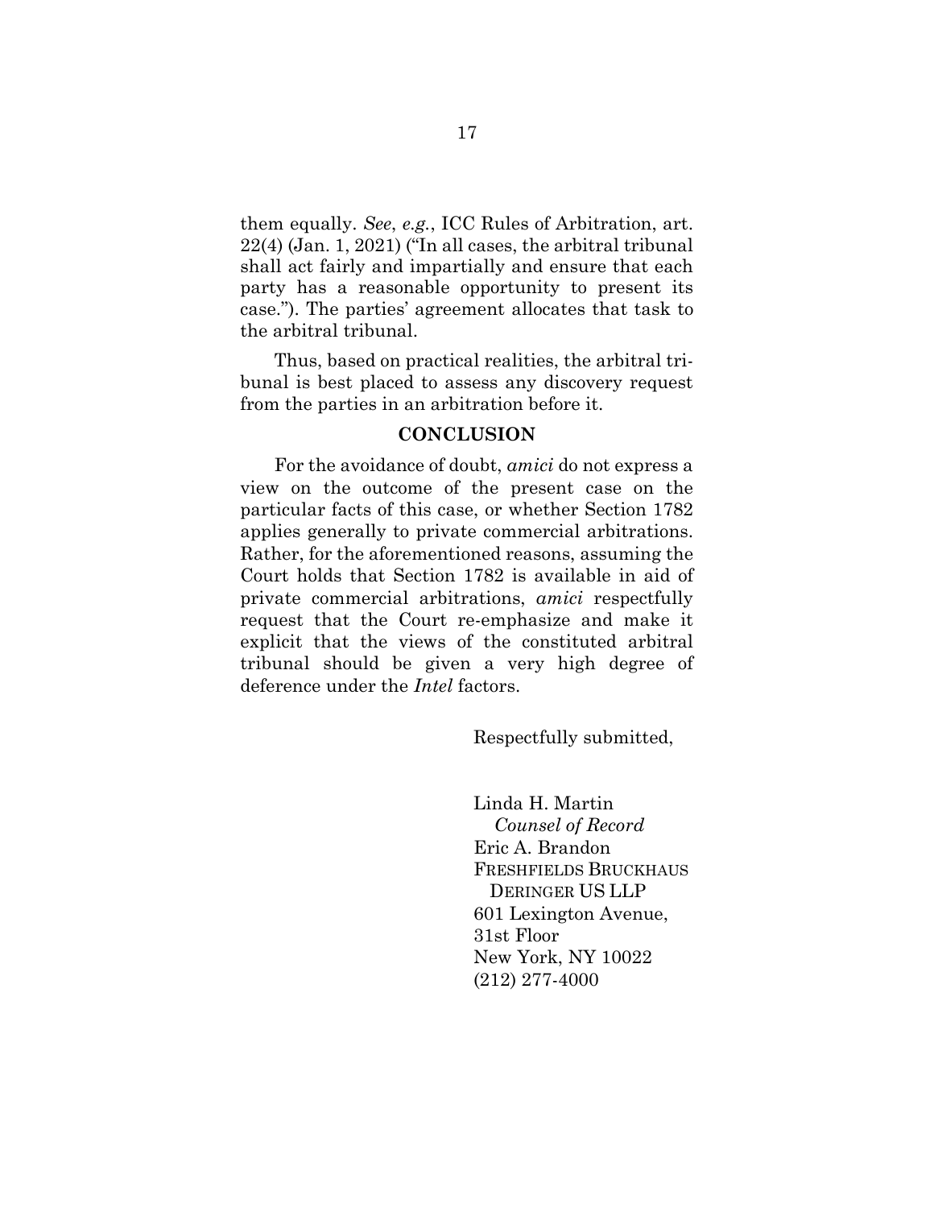them equally. *See*, *e.g.*, ICC Rules of Arbitration, art. 22(4) (Jan. 1, 2021) ("In all cases, the arbitral tribunal shall act fairly and impartially and ensure that each party has a reasonable opportunity to present its case."). The parties' agreement allocates that task to the arbitral tribunal.

Thus, based on practical realities, the arbitral tribunal is best placed to assess any discovery request from the parties in an arbitration before it.

## CONCLUSION

For the avoidance of doubt, *amici* do not express a view on the outcome of the present case on the particular facts of this case, or whether Section 1782 applies generally to private commercial arbitrations. Rather, for the aforementioned reasons, assuming the Court holds that Section 1782 is available in aid of private commercial arbitrations, *amici* respectfully request that the Court re-emphasize and make it explicit that the views of the constituted arbitral tribunal should be given a very high degree of deference under the *Intel* factors.

Respectfully submitted,

Linda H. Martin
*Counsel of Record*
Eric A. Brandon
FRESHFIELDS BRUCKHAUS DERINGER US LLP
601 Lexington Avenue,
31st Floor
New York, NY 10022
(212) 277-4000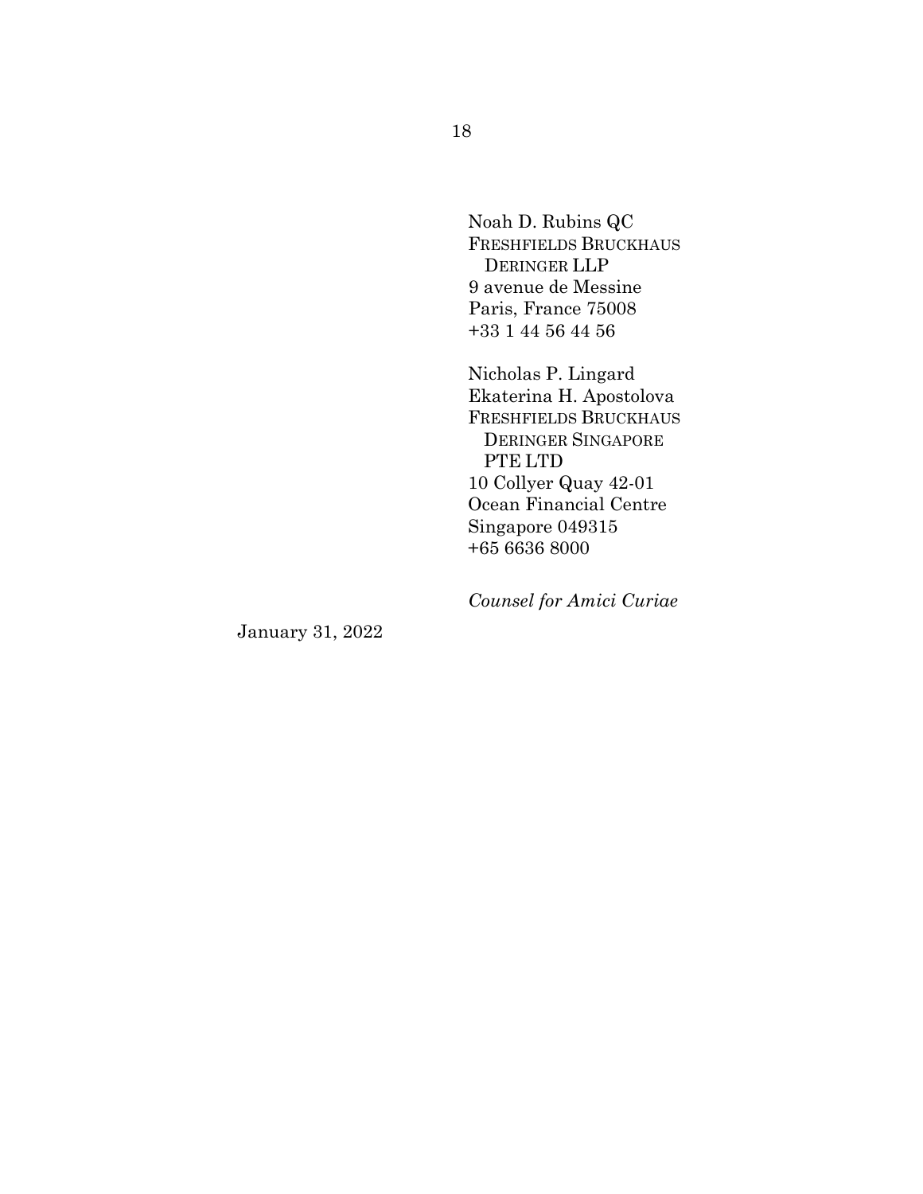Noah D. Rubins QC
FRESHFIELDS BRUCKHAUS
DERINGER LLP
9 avenue de Messine
Paris, France 75008
+33 1 44 56 44 56

Nicholas P. Lingard
Ekaterina H. Apostolova
FRESHFIELDS BRUCKHAUS
DERINGER SINGAPORE
PTE LTD
10 Collyer Quay 42-01
Ocean Financial Centre
Singapore 049315
+65 6636 8000

*Counsel for Amici Curiae*

January 31, 2022